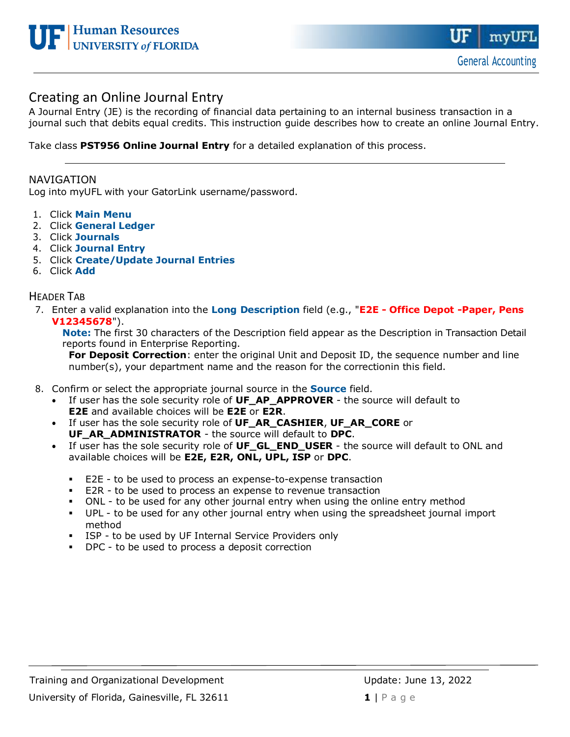# Creating an Online Journal Entry

A Journal Entry (JE) is the recording of financial data pertaining to an internal business transaction in a journal such that debits equal credits. This instruction guide describes how to create an online Journal Entry.

Take class **PST956 Online Journal Entry** for a detailed explanation of this process.

---

## NAVIGATION

Log into myUFL with your GatorLink username/password.

1. Click **Main Menu**
2. Click **General Ledger**
3. Click **Journals**
4. Click **Journal Entry**
5. Click **Create/Update Journal Entries**
6. Click **Add**

## HEADER TAB

7. Enter a valid explanation into the **Long Description** field (e.g., "**E2E - Office Depot -Paper, Pens V12345678**").

   **Note:** The first 30 characters of the Description field appear as the Description in Transaction Detail reports found in Enterprise Reporting.

   **For Deposit Correction**: enter the original Unit and Deposit ID, the sequence number and line number(s), your department name and the reason for the correctionin this field.

8. Confirm or select the appropriate journal source in the **Source** field.
   - If user has the sole security role of **UF_AP_APPROVER** - the source will default to **E2E** and available choices will be **E2E** or **E2R**.
   - If user has the sole security role of **UF_AR_CASHIER**, **UF_AR_CORE** or **UF_AR_ADMINISTRATOR** - the source will default to **DPC**.
   - If user has the sole security role of **UF_GL_END_USER** - the source will default to ONL and available choices will be **E2E, E2R, ONL, UPL, ISP** or **DPC**.
     - E2E - to be used to process an expense-to-expense transaction
     - E2R - to be used to process an expense to revenue transaction
     - ONL - to be used for any other journal entry when using the online entry method
     - UPL - to be used for any other journal entry when using the spreadsheet journal import method
     - ISP - to be used by UF Internal Service Providers only
     - DPC - to be used to process a deposit correction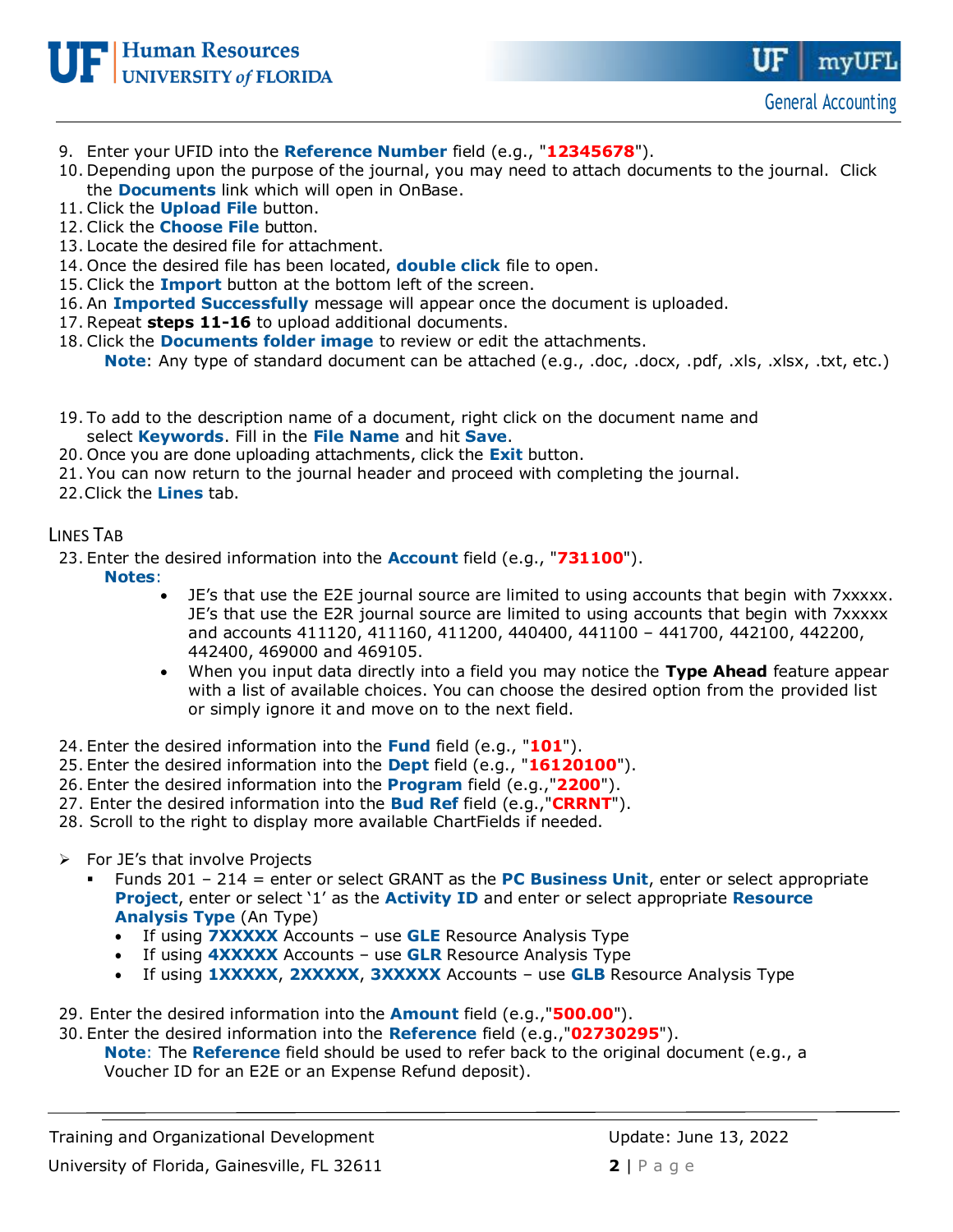9. Enter your UFID into the **Reference Number** field (e.g., "**12345678**").
10. Depending upon the purpose of the journal, you may need to attach documents to the journal. Click the **Documents** link which will open in OnBase.
11. Click the **Upload File** button.
12. Click the **Choose File** button.
13. Locate the desired file for attachment.
14. Once the desired file has been located, **double click** file to open.
15. Click the **Import** button at the bottom left of the screen.
16. An **Imported Successfully** message will appear once the document is uploaded.
17. Repeat **steps 11-16** to upload additional documents.
18. Click the **Documents folder image** to review or edit the attachments.
    **Note**: Any type of standard document can be attached (e.g., .doc, .docx, .pdf, .xls, .xlsx, .txt, etc.)

19. To add to the description name of a document, right click on the document name and select **Keywords**. Fill in the **File Name** and hit **Save**.
20. Once you are done uploading attachments, click the **Exit** button.
21. You can now return to the journal header and proceed with completing the journal.
22. Click the **Lines** tab.

## Lines Tab

23. Enter the desired information into the **Account** field (e.g., "**731100**").
    **Notes**:
    - JE's that use the E2E journal source are limited to using accounts that begin with 7xxxxx. JE's that use the E2R journal source are limited to using accounts that begin with 7xxxxx and accounts 411120, 411160, 411200, 440400, 441100 – 441700, 442100, 442200, 442400, 469000 and 469105.
    - When you input data directly into a field you may notice the **Type Ahead** feature appear with a list of available choices. You can choose the desired option from the provided list or simply ignore it and move on to the next field.

24. Enter the desired information into the **Fund** field (e.g., "**101**").
25. Enter the desired information into the **Dept** field (e.g., "**16120100**").
26. Enter the desired information into the **Program** field (e.g.,"**2200**").
27. Enter the desired information into the **Bud Ref** field (e.g.,"**CRRNT**").
28. Scroll to the right to display more available ChartFields if needed.

- For JE's that involve Projects
  - Funds 201 – 214 = enter or select GRANT as the **PC Business Unit**, enter or select appropriate **Project**, enter or select '1' as the **Activity ID** and enter or select appropriate **Resource Analysis Type** (An Type)
    - If using **7XXXXX** Accounts – use **GLE** Resource Analysis Type
    - If using **4XXXXX** Accounts – use **GLR** Resource Analysis Type
    - If using **1XXXXX**, **2XXXXX**, **3XXXXX** Accounts – use **GLB** Resource Analysis Type

29. Enter the desired information into the **Amount** field (e.g.,"**500.00**").
30. Enter the desired information into the **Reference** field (e.g.,"**02730295**").
    **Note**: The **Reference** field should be used to refer back to the original document (e.g., a Voucher ID for an E2E or an Expense Refund deposit).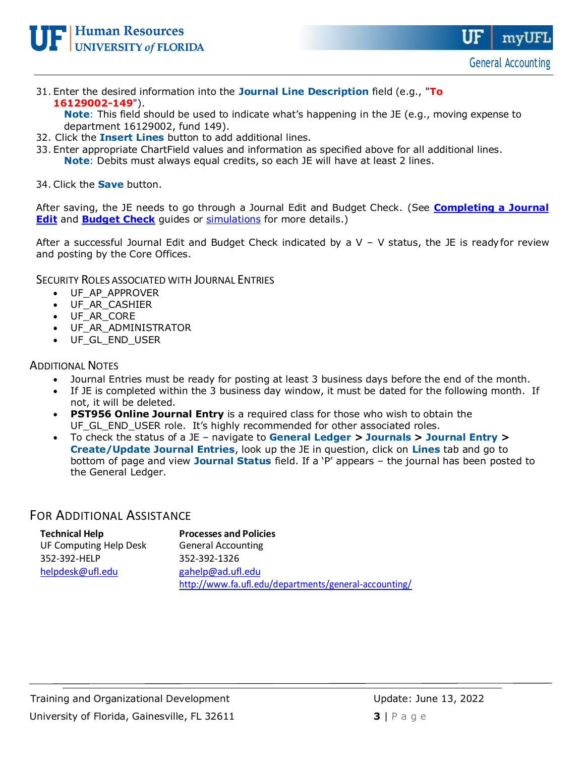31. Enter the desired information into the **Journal Line Description** field (e.g., "**To 16129002-149**").
    **Note**: This field should be used to indicate what's happening in the JE (e.g., moving expense to department 16129002, fund 149).
32. Click the **Insert Lines** button to add additional lines.
33. Enter appropriate ChartField values and information as specified above for all additional lines.
    **Note**: Debits must always equal credits, so each JE will have at least 2 lines.

34. Click the **Save** button.

After saving, the JE needs to go through a Journal Edit and Budget Check. (See **Completing a Journal Edit** and **Budget Check** guides or simulations for more details.)

After a successful Journal Edit and Budget Check indicated by a V – V status, the JE is ready for review and posting by the Core Offices.

### Security Roles associated with Journal Entries

- UF_AP_APPROVER
- UF_AR_CASHIER
- UF_AR_CORE
- UF_AR_ADMINISTRATOR
- UF_GL_END_USER

### Additional Notes

- Journal Entries must be ready for posting at least 3 business days before the end of the month.
- If JE is completed within the 3 business day window, it must be dated for the following month. If not, it will be deleted.
- **PST956 Online Journal Entry** is a required class for those who wish to obtain the UF_GL_END_USER role. It's highly recommended for other associated roles.
- To check the status of a JE – navigate to **General Ledger > Journals > Journal Entry > Create/Update Journal Entries**, look up the JE in question, click on **Lines** tab and go to bottom of page and view **Journal Status** field. If a 'P' appears – the journal has been posted to the General Ledger.

## For Additional Assistance

**Technical Help**
UF Computing Help Desk
352-392-HELP
helpdesk@ufl.edu

**Processes and Policies**
General Accounting
352-392-1326
gahelp@ad.ufl.edu
http://www.fa.ufl.edu/departments/general-accounting/